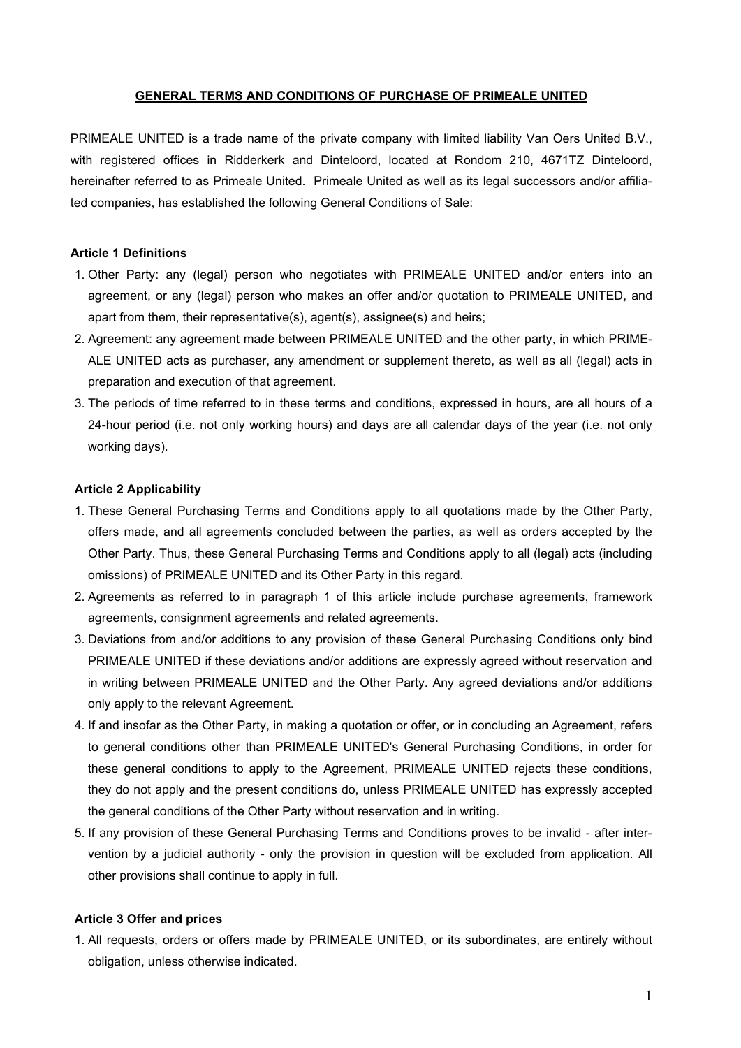# GENERAL TERMS AND CONDITIONS OF PURCHASE OF PRIMEALE UNITED

PRIMEALE UNITED is a trade name of the private company with limited liability Van Oers United B.V., with registered offices in Ridderkerk and Dinteloord, located at Rondom 210, 4671TZ Dinteloord, hereinafter referred to as Primeale United. Primeale United as well as its legal successors and/or affiliated companies, has established the following General Conditions of Sale:

## Article 1 Definitions

1. Other Party: any (legal) person who negotiates with PRIMEALE UNITED and/or enters into an agreement, or any (legal) person who makes an offer and/or quotation to PRIMEALE UNITED, and apart from them, their representative(s), agent(s), assignee(s) and heirs;
2. Agreement: any agreement made between PRIMEALE UNITED and the other party, in which PRIMEALE UNITED acts as purchaser, any amendment or supplement thereto, as well as all (legal) acts in preparation and execution of that agreement.
3. The periods of time referred to in these terms and conditions, expressed in hours, are all hours of a 24-hour period (i.e. not only working hours) and days are all calendar days of the year (i.e. not only working days).

## Article 2 Applicability

1. These General Purchasing Terms and Conditions apply to all quotations made by the Other Party, offers made, and all agreements concluded between the parties, as well as orders accepted by the Other Party. Thus, these General Purchasing Terms and Conditions apply to all (legal) acts (including omissions) of PRIMEALE UNITED and its Other Party in this regard.
2. Agreements as referred to in paragraph 1 of this article include purchase agreements, framework agreements, consignment agreements and related agreements.
3. Deviations from and/or additions to any provision of these General Purchasing Conditions only bind PRIMEALE UNITED if these deviations and/or additions are expressly agreed without reservation and in writing between PRIMEALE UNITED and the Other Party. Any agreed deviations and/or additions only apply to the relevant Agreement.
4. If and insofar as the Other Party, in making a quotation or offer, or in concluding an Agreement, refers to general conditions other than PRIMEALE UNITED's General Purchasing Conditions, in order for these general conditions to apply to the Agreement, PRIMEALE UNITED rejects these conditions, they do not apply and the present conditions do, unless PRIMEALE UNITED has expressly accepted the general conditions of the Other Party without reservation and in writing.
5. If any provision of these General Purchasing Terms and Conditions proves to be invalid - after intervention by a judicial authority - only the provision in question will be excluded from application. All other provisions shall continue to apply in full.

## Article 3 Offer and prices

1. All requests, orders or offers made by PRIMEALE UNITED, or its subordinates, are entirely without obligation, unless otherwise indicated.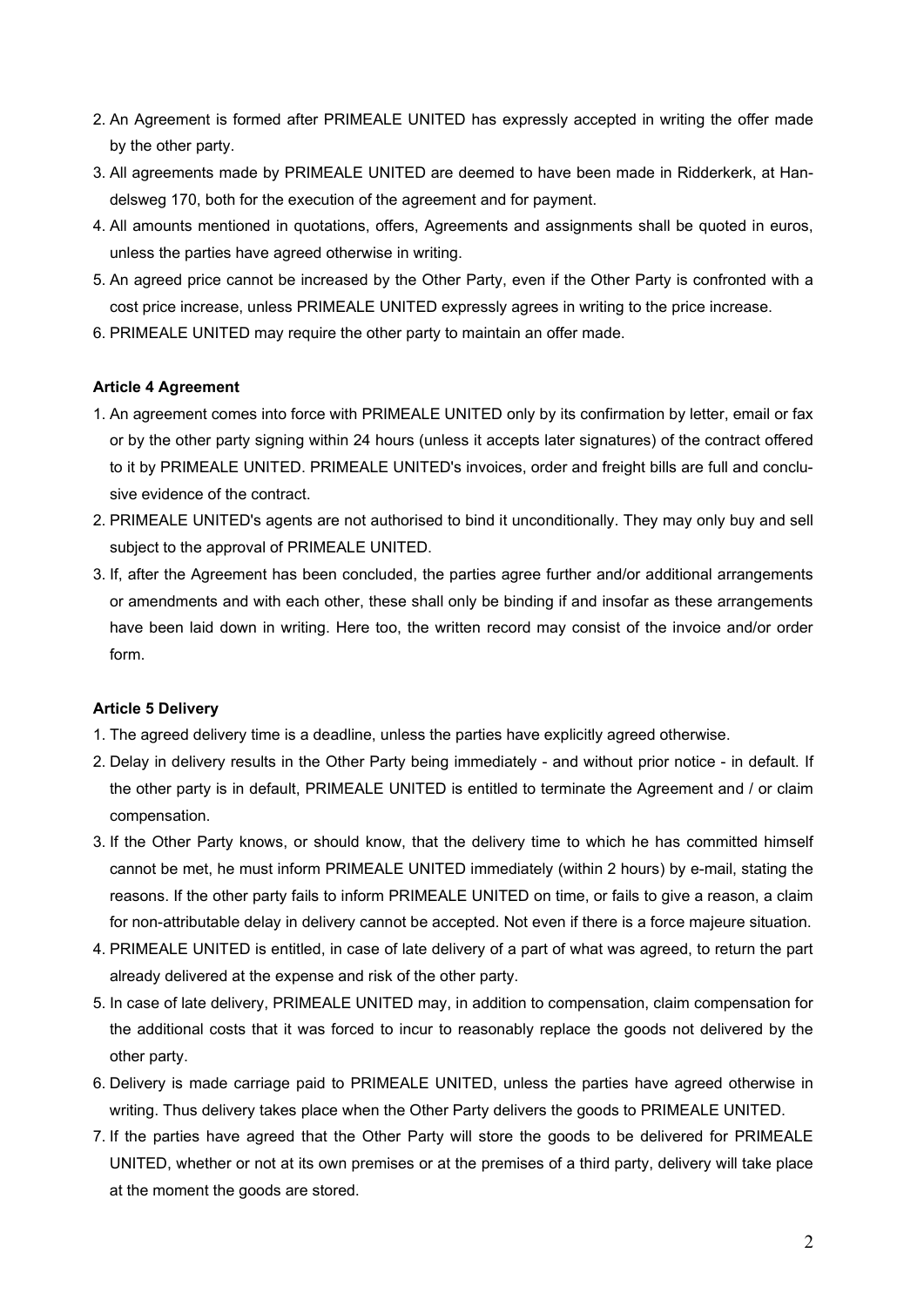2. An Agreement is formed after PRIMEALE UNITED has expressly accepted in writing the offer made by the other party.
3. All agreements made by PRIMEALE UNITED are deemed to have been made in Ridderkerk, at Handelsweg 170, both for the execution of the agreement and for payment.
4. All amounts mentioned in quotations, offers, Agreements and assignments shall be quoted in euros, unless the parties have agreed otherwise in writing.
5. An agreed price cannot be increased by the Other Party, even if the Other Party is confronted with a cost price increase, unless PRIMEALE UNITED expressly agrees in writing to the price increase.
6. PRIMEALE UNITED may require the other party to maintain an offer made.

**Article 4 Agreement**

1. An agreement comes into force with PRIMEALE UNITED only by its confirmation by letter, email or fax or by the other party signing within 24 hours (unless it accepts later signatures) of the contract offered to it by PRIMEALE UNITED. PRIMEALE UNITED's invoices, order and freight bills are full and conclusive evidence of the contract.
2. PRIMEALE UNITED's agents are not authorised to bind it unconditionally. They may only buy and sell subject to the approval of PRIMEALE UNITED.
3. If, after the Agreement has been concluded, the parties agree further and/or additional arrangements or amendments and with each other, these shall only be binding if and insofar as these arrangements have been laid down in writing. Here too, the written record may consist of the invoice and/or order form.

**Article 5 Delivery**

1. The agreed delivery time is a deadline, unless the parties have explicitly agreed otherwise.
2. Delay in delivery results in the Other Party being immediately - and without prior notice - in default. If the other party is in default, PRIMEALE UNITED is entitled to terminate the Agreement and / or claim compensation.
3. If the Other Party knows, or should know, that the delivery time to which he has committed himself cannot be met, he must inform PRIMEALE UNITED immediately (within 2 hours) by e-mail, stating the reasons. If the other party fails to inform PRIMEALE UNITED on time, or fails to give a reason, a claim for non-attributable delay in delivery cannot be accepted. Not even if there is a force majeure situation.
4. PRIMEALE UNITED is entitled, in case of late delivery of a part of what was agreed, to return the part already delivered at the expense and risk of the other party.
5. In case of late delivery, PRIMEALE UNITED may, in addition to compensation, claim compensation for the additional costs that it was forced to incur to reasonably replace the goods not delivered by the other party.
6. Delivery is made carriage paid to PRIMEALE UNITED, unless the parties have agreed otherwise in writing. Thus delivery takes place when the Other Party delivers the goods to PRIMEALE UNITED.
7. If the parties have agreed that the Other Party will store the goods to be delivered for PRIMEALE UNITED, whether or not at its own premises or at the premises of a third party, delivery will take place at the moment the goods are stored.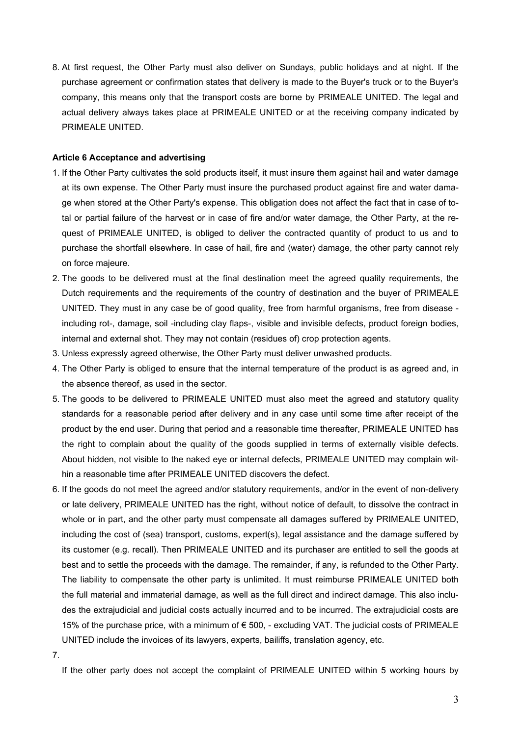8. At first request, the Other Party must also deliver on Sundays, public holidays and at night. If the purchase agreement or confirmation states that delivery is made to the Buyer's truck or to the Buyer's company, this means only that the transport costs are borne by PRIMEALE UNITED. The legal and actual delivery always takes place at PRIMEALE UNITED or at the receiving company indicated by PRIMEALE UNITED.

**Article 6 Acceptance and advertising**

1. If the Other Party cultivates the sold products itself, it must insure them against hail and water damage at its own expense. The Other Party must insure the purchased product against fire and water damage when stored at the Other Party's expense. This obligation does not affect the fact that in case of total or partial failure of the harvest or in case of fire and/or water damage, the Other Party, at the request of PRIMEALE UNITED, is obliged to deliver the contracted quantity of product to us and to purchase the shortfall elsewhere. In case of hail, fire and (water) damage, the other party cannot rely on force majeure.
2. The goods to be delivered must at the final destination meet the agreed quality requirements, the Dutch requirements and the requirements of the country of destination and the buyer of PRIMEALE UNITED. They must in any case be of good quality, free from harmful organisms, free from disease - including rot-, damage, soil -including clay flaps-, visible and invisible defects, product foreign bodies, internal and external shot. They may not contain (residues of) crop protection agents.
3. Unless expressly agreed otherwise, the Other Party must deliver unwashed products.
4. The Other Party is obliged to ensure that the internal temperature of the product is as agreed and, in the absence thereof, as used in the sector.
5. The goods to be delivered to PRIMEALE UNITED must also meet the agreed and statutory quality standards for a reasonable period after delivery and in any case until some time after receipt of the product by the end user. During that period and a reasonable time thereafter, PRIMEALE UNITED has the right to complain about the quality of the goods supplied in terms of externally visible defects. About hidden, not visible to the naked eye or internal defects, PRIMEALE UNITED may complain within a reasonable time after PRIMEALE UNITED discovers the defect.
6. If the goods do not meet the agreed and/or statutory requirements, and/or in the event of non-delivery or late delivery, PRIMEALE UNITED has the right, without notice of default, to dissolve the contract in whole or in part, and the other party must compensate all damages suffered by PRIMEALE UNITED, including the cost of (sea) transport, customs, expert(s), legal assistance and the damage suffered by its customer (e.g. recall). Then PRIMEALE UNITED and its purchaser are entitled to sell the goods at best and to settle the proceeds with the damage. The remainder, if any, is refunded to the Other Party. The liability to compensate the other party is unlimited. It must reimburse PRIMEALE UNITED both the full material and immaterial damage, as well as the full direct and indirect damage. This also includes the extrajudicial and judicial costs actually incurred and to be incurred. The extrajudicial costs are 15% of the purchase price, with a minimum of € 500, - excluding VAT. The judicial costs of PRIMEALE UNITED include the invoices of its lawyers, experts, bailiffs, translation agency, etc.
7. If the other party does not accept the complaint of PRIMEALE UNITED within 5 working hours by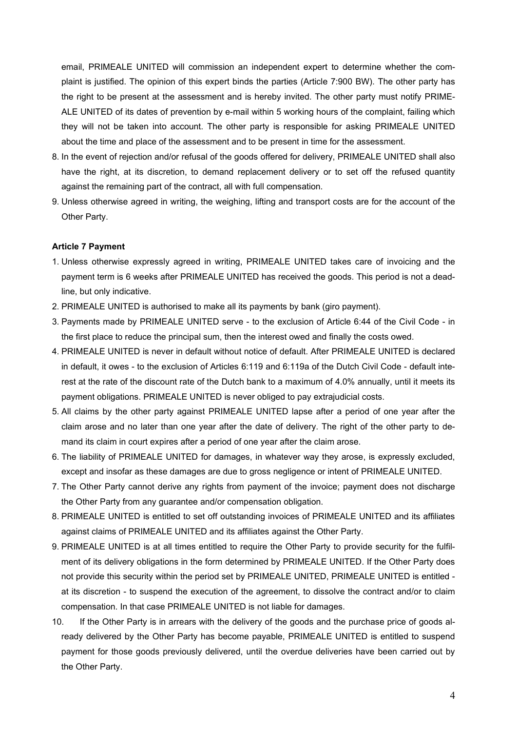email, PRIMEALE UNITED will commission an independent expert to determine whether the complaint is justified. The opinion of this expert binds the parties (Article 7:900 BW). The other party has the right to be present at the assessment and is hereby invited. The other party must notify PRIMEALE UNITED of its dates of prevention by e-mail within 5 working hours of the complaint, failing which they will not be taken into account. The other party is responsible for asking PRIMEALE UNITED about the time and place of the assessment and to be present in time for the assessment.

8. In the event of rejection and/or refusal of the goods offered for delivery, PRIMEALE UNITED shall also have the right, at its discretion, to demand replacement delivery or to set off the refused quantity against the remaining part of the contract, all with full compensation.
9. Unless otherwise agreed in writing, the weighing, lifting and transport costs are for the account of the Other Party.

**Article 7 Payment**

1. Unless otherwise expressly agreed in writing, PRIMEALE UNITED takes care of invoicing and the payment term is 6 weeks after PRIMEALE UNITED has received the goods. This period is not a deadline, but only indicative.
2. PRIMEALE UNITED is authorised to make all its payments by bank (giro payment).
3. Payments made by PRIMEALE UNITED serve - to the exclusion of Article 6:44 of the Civil Code - in the first place to reduce the principal sum, then the interest owed and finally the costs owed.
4. PRIMEALE UNITED is never in default without notice of default. After PRIMEALE UNITED is declared in default, it owes - to the exclusion of Articles 6:119 and 6:119a of the Dutch Civil Code - default interest at the rate of the discount rate of the Dutch bank to a maximum of 4.0% annually, until it meets its payment obligations. PRIMEALE UNITED is never obliged to pay extrajudicial costs.
5. All claims by the other party against PRIMEALE UNITED lapse after a period of one year after the claim arose and no later than one year after the date of delivery. The right of the other party to demand its claim in court expires after a period of one year after the claim arose.
6. The liability of PRIMEALE UNITED for damages, in whatever way they arose, is expressly excluded, except and insofar as these damages are due to gross negligence or intent of PRIMEALE UNITED.
7. The Other Party cannot derive any rights from payment of the invoice; payment does not discharge the Other Party from any guarantee and/or compensation obligation.
8. PRIMEALE UNITED is entitled to set off outstanding invoices of PRIMEALE UNITED and its affiliates against claims of PRIMEALE UNITED and its affiliates against the Other Party.
9. PRIMEALE UNITED is at all times entitled to require the Other Party to provide security for the fulfilment of its delivery obligations in the form determined by PRIMEALE UNITED. If the Other Party does not provide this security within the period set by PRIMEALE UNITED, PRIMEALE UNITED is entitled - at its discretion - to suspend the execution of the agreement, to dissolve the contract and/or to claim compensation. In that case PRIMEALE UNITED is not liable for damages.
10. If the Other Party is in arrears with the delivery of the goods and the purchase price of goods already delivered by the Other Party has become payable, PRIMEALE UNITED is entitled to suspend payment for those goods previously delivered, until the overdue deliveries have been carried out by the Other Party.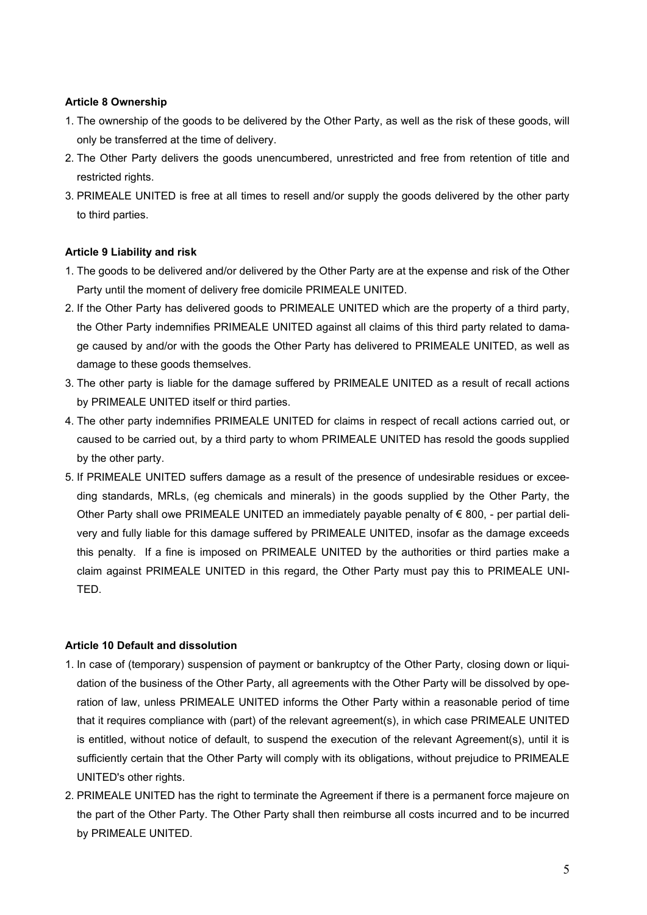**Article 8 Ownership**

1. The ownership of the goods to be delivered by the Other Party, as well as the risk of these goods, will only be transferred at the time of delivery.
2. The Other Party delivers the goods unencumbered, unrestricted and free from retention of title and restricted rights.
3. PRIMEALE UNITED is free at all times to resell and/or supply the goods delivered by the other party to third parties.

**Article 9 Liability and risk**

1. The goods to be delivered and/or delivered by the Other Party are at the expense and risk of the Other Party until the moment of delivery free domicile PRIMEALE UNITED.
2. If the Other Party has delivered goods to PRIMEALE UNITED which are the property of a third party, the Other Party indemnifies PRIMEALE UNITED against all claims of this third party related to damage caused by and/or with the goods the Other Party has delivered to PRIMEALE UNITED, as well as damage to these goods themselves.
3. The other party is liable for the damage suffered by PRIMEALE UNITED as a result of recall actions by PRIMEALE UNITED itself or third parties.
4. The other party indemnifies PRIMEALE UNITED for claims in respect of recall actions carried out, or caused to be carried out, by a third party to whom PRIMEALE UNITED has resold the goods supplied by the other party.
5. If PRIMEALE UNITED suffers damage as a result of the presence of undesirable residues or exceeding standards, MRLs, (eg chemicals and minerals) in the goods supplied by the Other Party, the Other Party shall owe PRIMEALE UNITED an immediately payable penalty of € 800, - per partial delivery and fully liable for this damage suffered by PRIMEALE UNITED, insofar as the damage exceeds this penalty. If a fine is imposed on PRIMEALE UNITED by the authorities or third parties make a claim against PRIMEALE UNITED in this regard, the Other Party must pay this to PRIMEALE UNITED.

**Article 10 Default and dissolution**

1. In case of (temporary) suspension of payment or bankruptcy of the Other Party, closing down or liquidation of the business of the Other Party, all agreements with the Other Party will be dissolved by operation of law, unless PRIMEALE UNITED informs the Other Party within a reasonable period of time that it requires compliance with (part) of the relevant agreement(s), in which case PRIMEALE UNITED is entitled, without notice of default, to suspend the execution of the relevant Agreement(s), until it is sufficiently certain that the Other Party will comply with its obligations, without prejudice to PRIMEALE UNITED's other rights.
2. PRIMEALE UNITED has the right to terminate the Agreement if there is a permanent force majeure on the part of the Other Party. The Other Party shall then reimburse all costs incurred and to be incurred by PRIMEALE UNITED.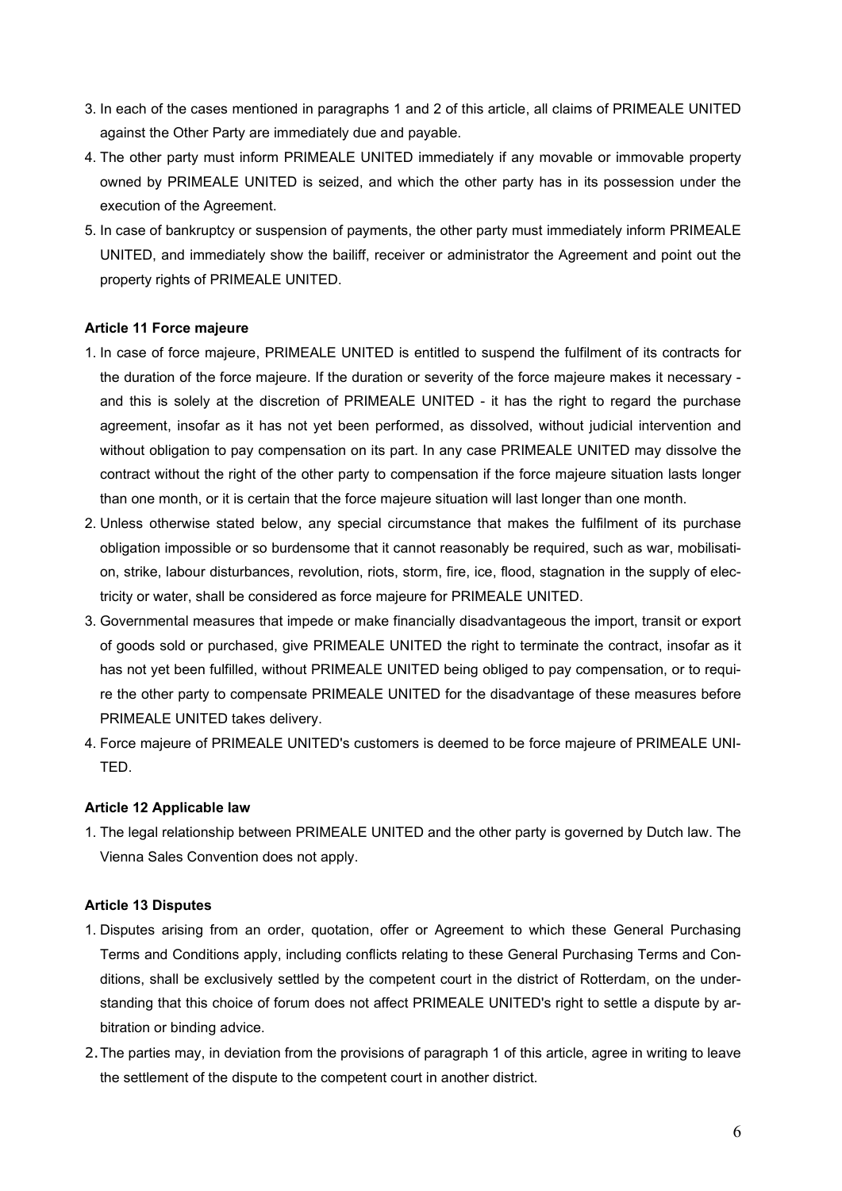3. In each of the cases mentioned in paragraphs 1 and 2 of this article, all claims of PRIMEALE UNITED against the Other Party are immediately due and payable.
4. The other party must inform PRIMEALE UNITED immediately if any movable or immovable property owned by PRIMEALE UNITED is seized, and which the other party has in its possession under the execution of the Agreement.
5. In case of bankruptcy or suspension of payments, the other party must immediately inform PRIMEALE UNITED, and immediately show the bailiff, receiver or administrator the Agreement and point out the property rights of PRIMEALE UNITED.

**Article 11 Force majeure**

1. In case of force majeure, PRIMEALE UNITED is entitled to suspend the fulfilment of its contracts for the duration of the force majeure. If the duration or severity of the force majeure makes it necessary - and this is solely at the discretion of PRIMEALE UNITED - it has the right to regard the purchase agreement, insofar as it has not yet been performed, as dissolved, without judicial intervention and without obligation to pay compensation on its part. In any case PRIMEALE UNITED may dissolve the contract without the right of the other party to compensation if the force majeure situation lasts longer than one month, or it is certain that the force majeure situation will last longer than one month.
2. Unless otherwise stated below, any special circumstance that makes the fulfilment of its purchase obligation impossible or so burdensome that it cannot reasonably be required, such as war, mobilisation, strike, labour disturbances, revolution, riots, storm, fire, ice, flood, stagnation in the supply of electricity or water, shall be considered as force majeure for PRIMEALE UNITED.
3. Governmental measures that impede or make financially disadvantageous the import, transit or export of goods sold or purchased, give PRIMEALE UNITED the right to terminate the contract, insofar as it has not yet been fulfilled, without PRIMEALE UNITED being obliged to pay compensation, or to require the other party to compensate PRIMEALE UNITED for the disadvantage of these measures before PRIMEALE UNITED takes delivery.
4. Force majeure of PRIMEALE UNITED's customers is deemed to be force majeure of PRIMEALE UNITED.

**Article 12 Applicable law**

1. The legal relationship between PRIMEALE UNITED and the other party is governed by Dutch law. The Vienna Sales Convention does not apply.

**Article 13 Disputes**

1. Disputes arising from an order, quotation, offer or Agreement to which these General Purchasing Terms and Conditions apply, including conflicts relating to these General Purchasing Terms and Conditions, shall be exclusively settled by the competent court in the district of Rotterdam, on the understanding that this choice of forum does not affect PRIMEALE UNITED's right to settle a dispute by arbitration or binding advice.
2. The parties may, in deviation from the provisions of paragraph 1 of this article, agree in writing to leave the settlement of the dispute to the competent court in another district.